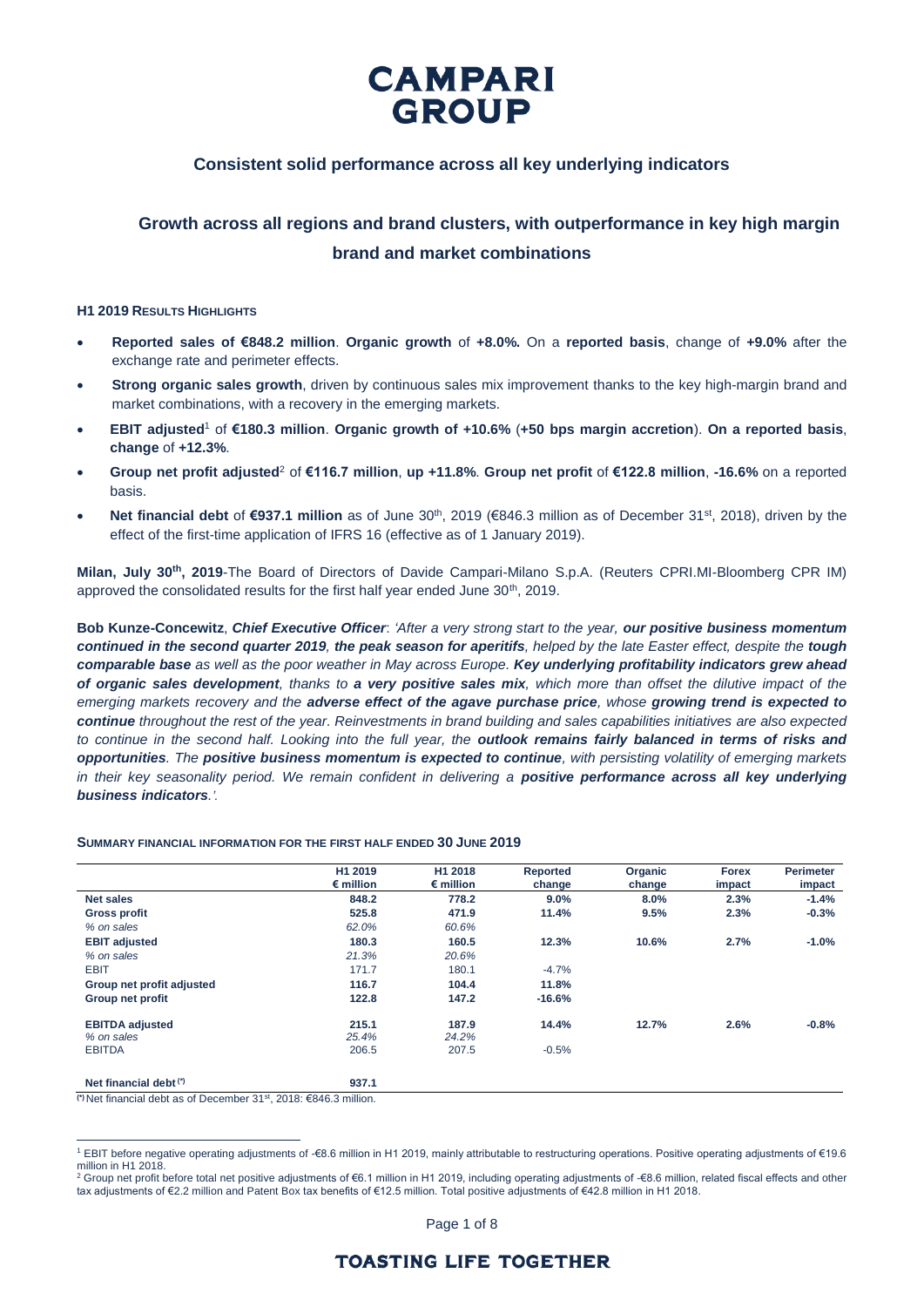# CAMPARI GROUP

## Consistent solid performance across all key underlying indicators

## Growth across all regions and brand clusters, with outperformance in key high margin brand and market combinations

**H1 2019 RESULTS HIGHLIGHTS**

- **Reported sales of €848.2 million**. **Organic growth** of **+8.0%.** On a **reported basis**, change of **+9.0%** after the exchange rate and perimeter effects.
- **Strong organic sales growth**, driven by continuous sales mix improvement thanks to the key high-margin brand and market combinations, with a recovery in the emerging markets.
- **EBIT adjusted**[1] of **€180.3 million**. **Organic growth of +10.6%** (**+50 bps margin accretion**). **On a reported basis**, **change** of **+12.3%**.
- **Group net profit adjusted**[2] of **€116.7 million**, **up +11.8%**. **Group net profit** of **€122.8 million**, **-16.6%** on a reported basis.
- **Net financial debt** of **€937.1 million** as of June 30th, 2019 (€846.3 million as of December 31st, 2018), driven by the effect of the first-time application of IFRS 16 (effective as of 1 January 2019).

**Milan, July 30th, 2019**-The Board of Directors of Davide Campari-Milano S.p.A. (Reuters CPRI.MI-Bloomberg CPR IM) approved the consolidated results for the first half year ended June 30th, 2019.

**Bob Kunze-Concewitz**, ***Chief Executive Officer***: *'After a very strong start to the year, **our positive business momentum continued in the second quarter 2019**, **the peak season for aperitifs**, helped by the late Easter effect, despite the **tough comparable base** as well as the poor weather in May across Europe. **Key underlying profitability indicators grew ahead of organic sales development**, thanks to **a very positive sales mix**, which more than offset the dilutive impact of the emerging markets recovery and the **adverse effect of the agave purchase price**, whose **growing trend is expected to continue** throughout the rest of the year. Reinvestments in brand building and sales capabilities initiatives are also expected to continue in the second half. Looking into the full year, the **outlook remains fairly balanced in terms of risks and opportunities**. The **positive business momentum is expected to continue**, with persisting volatility of emerging markets in their key seasonality period. We remain confident in delivering a **positive performance across all key underlying business indicators**.'.*

**SUMMARY FINANCIAL INFORMATION FOR THE FIRST HALF ENDED 30 JUNE 2019**

| | H1 2019 € million | H1 2018 € million | Reported change | Organic change | Forex impact | Perimeter impact |
|---|---|---|---|---|---|---|
| **Net sales** | **848.2** | **778.2** | **9.0%** | **8.0%** | **2.3%** | **-1.4%** |
| **Gross profit** | **525.8** | **471.9** | **11.4%** | **9.5%** | **2.3%** | **-0.3%** |
| *% on sales* | *62.0%* | *60.6%* | | | | |
| **EBIT adjusted** | **180.3** | **160.5** | **12.3%** | **10.6%** | **2.7%** | **-1.0%** |
| *% on sales* | *21.3%* | *20.6%* | | | | |
| EBIT | 171.7 | 180.1 | -4.7% | | | |
| **Group net profit adjusted** | **116.7** | **104.4** | **11.8%** | | | |
| **Group net profit** | **122.8** | **147.2** | **-16.6%** | | | |
| **EBITDA adjusted** | **215.1** | **187.9** | **14.4%** | **12.7%** | **2.6%** | **-0.8%** |
| *% on sales* | *25.4%* | *24.2%* | | | | |
| EBITDA | 206.5 | 207.5 | -0.5% | | | |
| **Net financial debt (\*)** | **937.1** | | | | | |

(\*) Net financial debt as of December 31st, 2018: €846.3 million.

[1] EBIT before negative operating adjustments of -€8.6 million in H1 2019, mainly attributable to restructuring operations. Positive operating adjustments of €19.6 million in H1 2018.

[2] Group net profit before total net positive adjustments of €6.1 million in H1 2019, including operating adjustments of -€8.6 million, related fiscal effects and other tax adjustments of €2.2 million and Patent Box tax benefits of €12.5 million. Total positive adjustments of €42.8 million in H1 2018.

TOASTING LIFE TOGETHER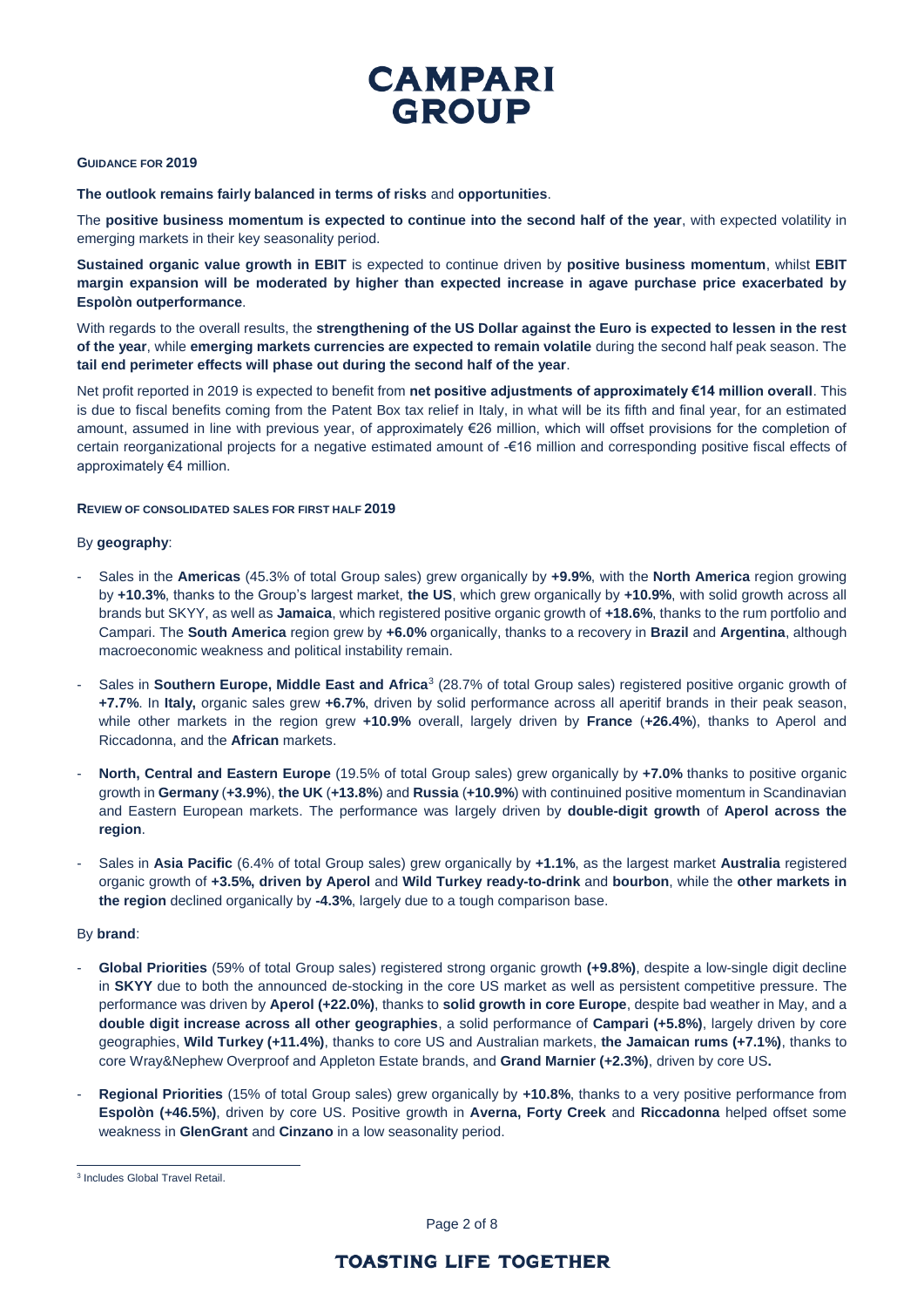## GUIDANCE FOR 2019

**The outlook remains fairly balanced in terms of risks** and **opportunities**.

The **positive business momentum is expected to continue into the second half of the year**, with expected volatility in emerging markets in their key seasonality period.

**Sustained organic value growth in EBIT** is expected to continue driven by **positive business momentum**, whilst **EBIT margin expansion will be moderated by higher than expected increase in agave purchase price exacerbated by Espolòn outperformance**.

With regards to the overall results, the **strengthening of the US Dollar against the Euro is expected to lessen in the rest of the year**, while **emerging markets currencies are expected to remain volatile** during the second half peak season. The **tail end perimeter effects will phase out during the second half of the year**.

Net profit reported in 2019 is expected to benefit from **net positive adjustments of approximately €14 million overall**. This is due to fiscal benefits coming from the Patent Box tax relief in Italy, in what will be its fifth and final year, for an estimated amount, assumed in line with previous year, of approximately €26 million, which will offset provisions for the completion of certain reorganizational projects for a negative estimated amount of -€16 million and corresponding positive fiscal effects of approximately €4 million.

## REVIEW OF CONSOLIDATED SALES FOR FIRST HALF 2019

By **geography**:

- Sales in the **Americas** (45.3% of total Group sales) grew organically by **+9.9%**, with the **North America** region growing by **+10.3%**, thanks to the Group's largest market, **the US**, which grew organically by **+10.9%**, with solid growth across all brands but SKYY, as well as **Jamaica**, which registered positive organic growth of **+18.6%**, thanks to the rum portfolio and Campari. The **South America** region grew by **+6.0%** organically, thanks to a recovery in **Brazil** and **Argentina**, although macroeconomic weakness and political instability remain.
- Sales in **Southern Europe, Middle East and Africa**[3] (28.7% of total Group sales) registered positive organic growth of **+7.7%**. In **Italy,** organic sales grew **+6.7%**, driven by solid performance across all aperitif brands in their peak season, while other markets in the region grew **+10.9%** overall, largely driven by **France** (**+26.4%**), thanks to Aperol and Riccadonna, and the **African** markets.
- **North, Central and Eastern Europe** (19.5% of total Group sales) grew organically by **+7.0%** thanks to positive organic growth in **Germany** (**+3.9%**), **the UK** (**+13.8%**) and **Russia** (**+10.9%**) with continuined positive momentum in Scandinavian and Eastern European markets. The performance was largely driven by **double-digit growth** of **Aperol across the region**.
- Sales in **Asia Pacific** (6.4% of total Group sales) grew organically by **+1.1%**, as the largest market **Australia** registered organic growth of **+3.5%, driven by Aperol** and **Wild Turkey ready-to-drink** and **bourbon**, while the **other markets in the region** declined organically by **-4.3%**, largely due to a tough comparison base.

By **brand**:

- **Global Priorities** (59% of total Group sales) registered strong organic growth **(+9.8%)**, despite a low-single digit decline in **SKYY** due to both the announced de-stocking in the core US market as well as persistent competitive pressure. The performance was driven by **Aperol (+22.0%)**, thanks to **solid growth in core Europe**, despite bad weather in May, and a **double digit increase across all other geographies**, a solid performance of **Campari (+5.8%)**, largely driven by core geographies, **Wild Turkey (+11.4%)**, thanks to core US and Australian markets, **the Jamaican rums (+7.1%)**, thanks to core Wray&Nephew Overproof and Appleton Estate brands, and **Grand Marnier (+2.3%)**, driven by core US**.**
- **Regional Priorities** (15% of total Group sales) grew organically by **+10.8%**, thanks to a very positive performance from **Espolòn (+46.5%)**, driven by core US. Positive growth in **Averna, Forty Creek** and **Riccadonna** helped offset some weakness in **GlenGrant** and **Cinzano** in a low seasonality period.

---

[3] Includes Global Travel Retail.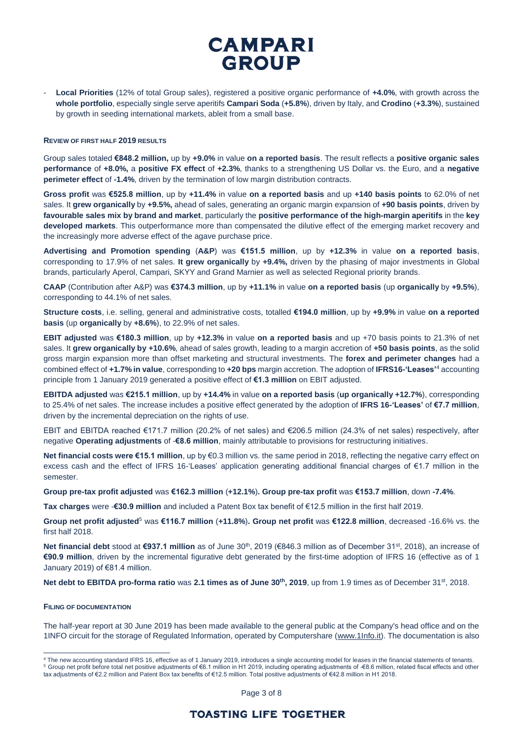- **Local Priorities** (12% of total Group sales), registered a positive organic performance of **+4.0%**, with growth across the **whole portfolio**, especially single serve aperitifs **Campari Soda** (**+5.8%**), driven by Italy, and **Crodino** (**+3.3%**), sustained by growth in seeding international markets, ableit from a small base.

**REVIEW OF FIRST HALF 2019 RESULTS**

Group sales totaled **€848.2 million,** up by **+9.0%** in value **on a reported basis**. The result reflects a **positive organic sales performance** of **+8.0%,** a **positive FX effect** of **+2.3%**, thanks to a strengthening US Dollar vs. the Euro, and a **negative perimeter effect** of **-1.4%**, driven by the termination of low margin distribution contracts.

**Gross profit** was **€525.8 million**, up by **+11.4%** in value **on a reported basis** and up **+140 basis points** to 62.0% of net sales. It **grew organically** by **+9.5%,** ahead of sales, generating an organic margin expansion of **+90 basis points**, driven by **favourable sales mix by brand and market**, particularly the **positive performance of the high-margin aperitifs** in the **key developed markets**. This outperformance more than compensated the dilutive effect of the emerging market recovery and the increasingly more adverse effect of the agave purchase price.

**Advertising and Promotion spending** (**A&P**) was **€151.5 million**, up by **+12.3%** in value **on a reported basis**, corresponding to 17.9% of net sales. **It grew organically** by **+9.4%,** driven by the phasing of major investments in Global brands, particularly Aperol, Campari, SKYY and Grand Marnier as well as selected Regional priority brands.

**CAAP** (Contribution after A&P) was **€374.3 million**, up by **+11.1%** in value **on a reported basis** (up **organically** by **+9.5%**), corresponding to 44.1% of net sales.

**Structure costs**, i.e. selling, general and administrative costs, totalled **€194.0 million**, up by **+9.9%** in value **on a reported basis** (up **organically** by **+8.6%**), to 22.9% of net sales.

**EBIT adjusted** was **€180.3 million**, up by **+12.3%** in value **on a reported basis** and up +70 basis points to 21.3% of net sales. It **grew organically by +10.6%**, ahead of sales growth, leading to a margin accretion of **+50 basis points**, as the solid gross margin expansion more than offset marketing and structural investments. The **forex and perimeter changes** had a combined effect of **+1.7% in value**, corresponding to **+20 bps** margin accretion. The adoption of **IFRS16-'Leases'**[4] accounting principle from 1 January 2019 generated a positive effect of **€1.3 million** on EBIT adjusted.

**EBITDA adjusted** was **€215.1 million**, up by **+14.4%** in value **on a reported basis** (**up organically +12.7%**), corresponding to 25.4% of net sales. The increase includes a positive effect generated by the adoption of **IFRS 16-'Leases'** of **€7.7 million**, driven by the incremental depreciation on the rights of use.

EBIT and EBITDA reached €171.7 million (20.2% of net sales) and €206.5 million (24.3% of net sales) respectively, after negative **Operating adjustments** of **-€8.6 million**, mainly attributable to provisions for restructuring initiatives.

**Net financial costs were €15.1 million**, up by €0.3 million vs. the same period in 2018, reflecting the negative carry effect on excess cash and the effect of IFRS 16-'Leases' application generating additional financial charges of €1.7 million in the semester.

**Group pre-tax profit adjusted** was **€162.3 million** (**+12.1%**)**. Group pre-tax profit** was **€153.7 million**, down **-7.4%**.

**Tax charges** were **-€30.9 million** and included a Patent Box tax benefit of €12.5 million in the first half 2019.

**Group net profit adjusted**[5] was **€116.7 million** (**+11.8%**)**. Group net profit** was **€122.8 million**, decreased -16.6% vs. the first half 2018.

**Net financial debt** stood at **€937.1 million** as of June 30th, 2019 (€846.3 million as of December 31st, 2018), an increase of **€90.9 million**, driven by the incremental figurative debt generated by the first-time adoption of IFRS 16 (effective as of 1 January 2019) of €81.4 million.

**Net debt to EBITDA pro-forma ratio** was **2.1 times as of June 30th, 2019**, up from 1.9 times as of December 31st, 2018.

**FILING OF DOCUMENTATION**

The half-year report at 30 June 2019 has been made available to the general public at the Company's head office and on the 1INFO circuit for the storage of Regulated Information, operated by Computershare (www.1Info.it). The documentation is also

[4] The new accounting standard IFRS 16, effective as of 1 January 2019, introduces a single accounting model for leases in the financial statements of tenants.

[5] Group net profit before total net positive adjustments of €6.1 million in H1 2019, including operating adjustments of -€8.6 million, related fiscal effects and other tax adjustments of €2.2 million and Patent Box tax benefits of €12.5 million. Total positive adjustments of €42.8 million in H1 2018.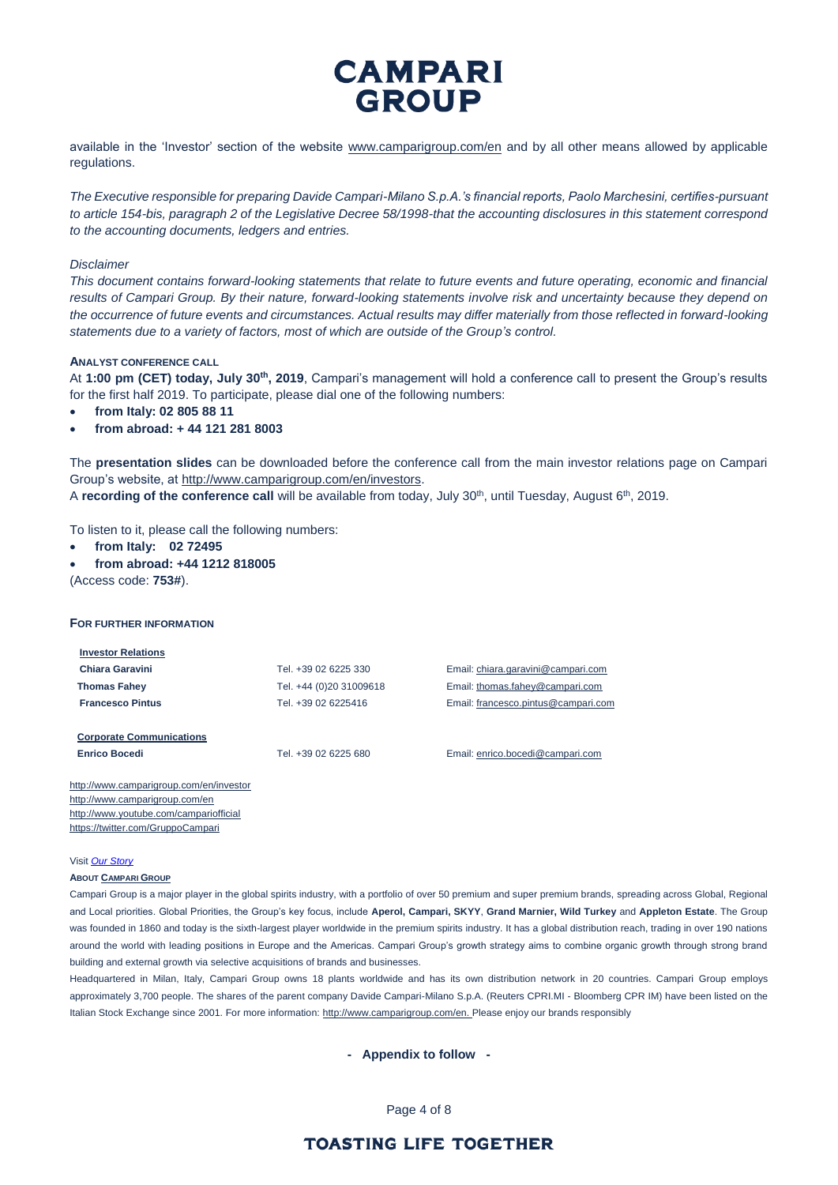available in the 'Investor' section of the website www.camparigroup.com/en and by all other means allowed by applicable regulations.

*The Executive responsible for preparing Davide Campari-Milano S.p.A.'s financial reports, Paolo Marchesini, certifies-pursuant to article 154-bis, paragraph 2 of the Legislative Decree 58/1998-that the accounting disclosures in this statement correspond to the accounting documents, ledgers and entries.*

*Disclaimer*

*This document contains forward-looking statements that relate to future events and future operating, economic and financial results of Campari Group. By their nature, forward-looking statements involve risk and uncertainty because they depend on the occurrence of future events and circumstances. Actual results may differ materially from those reflected in forward-looking statements due to a variety of factors, most of which are outside of the Group's control.*

**ANALYST CONFERENCE CALL**

At **1:00 pm (CET) today, July 30th, 2019**, Campari's management will hold a conference call to present the Group's results for the first half 2019. To participate, please dial one of the following numbers:

- **from Italy: 02 805 88 11**
- **from abroad: + 44 121 281 8003**

The **presentation slides** can be downloaded before the conference call from the main investor relations page on Campari Group's website, at http://www.camparigroup.com/en/investors.

A **recording of the conference call** will be available from today, July 30th, until Tuesday, August 6th, 2019.

To listen to it, please call the following numbers:

- **from Italy: 02 72495**
- **from abroad: +44 1212 818005**

(Access code: **753#**).

**FOR FURTHER INFORMATION**

| **Investor Relations** | | |
|---|---|---|
| **Chiara Garavini** | Tel. +39 02 6225 330 | Email: chiara.garavini@campari.com |
| **Thomas Fahey** | Tel. +44 (0)20 31009618 | Email: thomas.fahey@campari.com |
| **Francesco Pintus** | Tel. +39 02 6225416 | Email: francesco.pintus@campari.com |
| | | |
| **Corporate Communications** | | |
| **Enrico Bocedi** | Tel. +39 02 6225 680 | Email: enrico.bocedi@campari.com |

http://www.camparigroup.com/en/investor
http://www.camparigroup.com/en
http://www.youtube.com/campariofficial
https://twitter.com/GruppoCampari

Visit *Our Story*

**ABOUT CAMPARI GROUP**

Campari Group is a major player in the global spirits industry, with a portfolio of over 50 premium and super premium brands, spreading across Global, Regional and Local priorities. Global Priorities, the Group's key focus, include **Aperol, Campari, SKYY**, **Grand Marnier, Wild Turkey** and **Appleton Estate**. The Group was founded in 1860 and today is the sixth-largest player worldwide in the premium spirits industry. It has a global distribution reach, trading in over 190 nations around the world with leading positions in Europe and the Americas. Campari Group's growth strategy aims to combine organic growth through strong brand building and external growth via selective acquisitions of brands and businesses.

Headquartered in Milan, Italy, Campari Group owns 18 plants worldwide and has its own distribution network in 20 countries. Campari Group employs approximately 3,700 people. The shares of the parent company Davide Campari-Milano S.p.A. (Reuters CPRI.MI - Bloomberg CPR IM) have been listed on the Italian Stock Exchange since 2001. For more information: http://www.camparigroup.com/en. Please enjoy our brands responsibly

**- Appendix to follow -**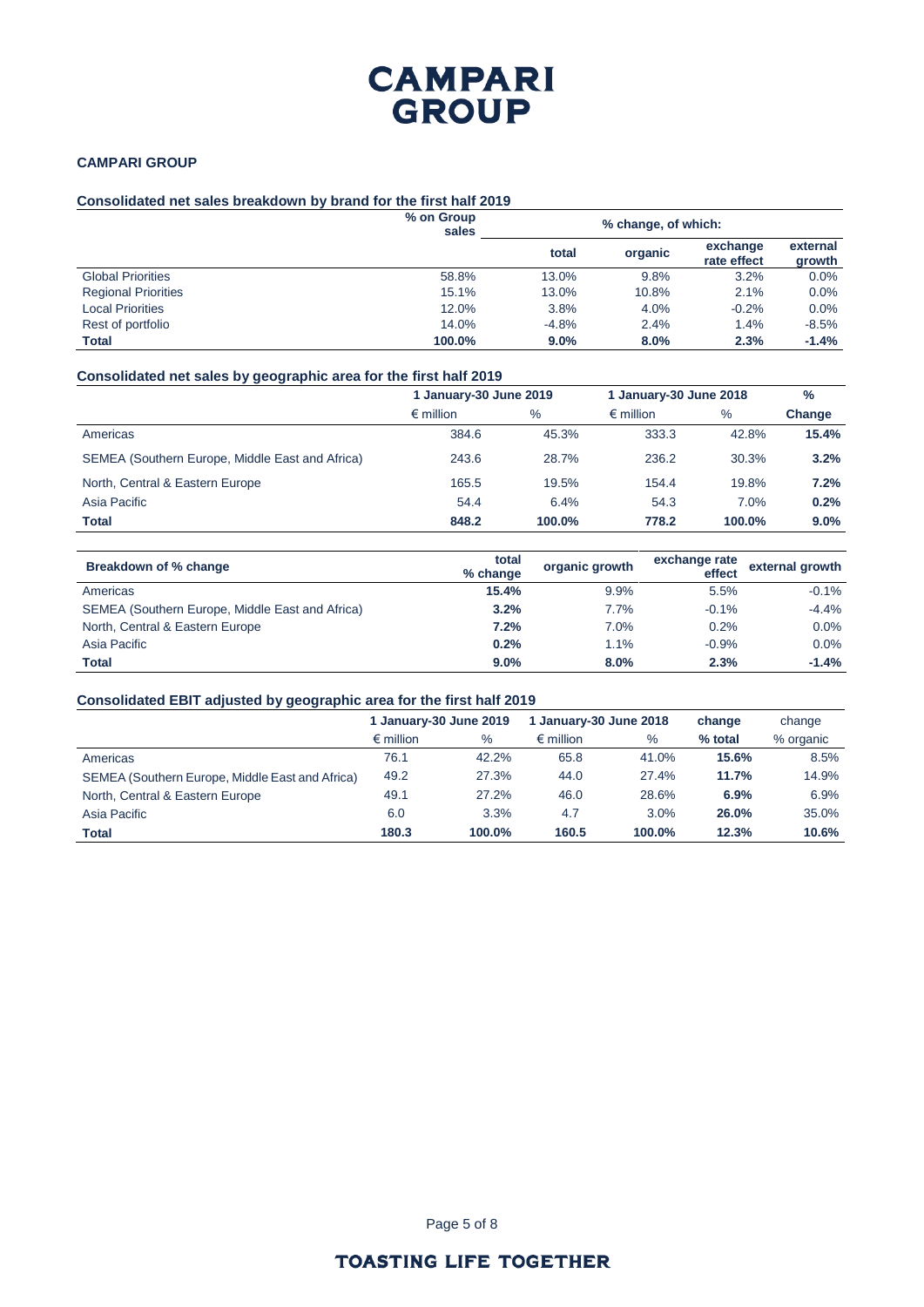# CAMPARI GROUP

**CAMPARI GROUP**

**Consolidated net sales breakdown by brand for the first half 2019**

| | % on Group sales | % change, of which: | | | |
|---|---|---|---|---|---|
| | | total | organic | exchange rate effect | external growth |
| Global Priorities | 58.8% | 13.0% | 9.8% | 3.2% | 0.0% |
| Regional Priorities | 15.1% | 13.0% | 10.8% | 2.1% | 0.0% |
| Local Priorities | 12.0% | 3.8% | 4.0% | -0.2% | 0.0% |
| Rest of portfolio | 14.0% | -4.8% | 2.4% | 1.4% | -8.5% |
| **Total** | **100.0%** | **9.0%** | **8.0%** | **2.3%** | **-1.4%** |

**Consolidated net sales by geographic area for the first half 2019**

| | 1 January-30 June 2019 | | 1 January-30 June 2018 | | % |
|---|---|---|---|---|---|
| | € million | % | € million | % | Change |
| Americas | 384.6 | 45.3% | 333.3 | 42.8% | **15.4%** |
| SEMEA (Southern Europe, Middle East and Africa) | 243.6 | 28.7% | 236.2 | 30.3% | **3.2%** |
| North, Central & Eastern Europe | 165.5 | 19.5% | 154.4 | 19.8% | **7.2%** |
| Asia Pacific | 54.4 | 6.4% | 54.3 | 7.0% | **0.2%** |
| **Total** | **848.2** | **100.0%** | **778.2** | **100.0%** | **9.0%** |

| **Breakdown of % change** | total % change | organic growth | exchange rate effect | external growth |
|---|---|---|---|---|
| Americas | **15.4%** | 9.9% | 5.5% | -0.1% |
| SEMEA (Southern Europe, Middle East and Africa) | **3.2%** | 7.7% | -0.1% | -4.4% |
| North, Central & Eastern Europe | **7.2%** | 7.0% | 0.2% | 0.0% |
| Asia Pacific | **0.2%** | 1.1% | -0.9% | 0.0% |
| **Total** | **9.0%** | **8.0%** | **2.3%** | **-1.4%** |

**Consolidated EBIT adjusted by geographic area for the first half 2019**

| | 1 January-30 June 2019 | | 1 January-30 June 2018 | | change | change |
|---|---|---|---|---|---|---|
| | € million | % | € million | % | % total | % organic |
| Americas | 76.1 | 42.2% | 65.8 | 41.0% | **15.6%** | 8.5% |
| SEMEA (Southern Europe, Middle East and Africa) | 49.2 | 27.3% | 44.0 | 27.4% | **11.7%** | 14.9% |
| North, Central & Eastern Europe | 49.1 | 27.2% | 46.0 | 28.6% | **6.9%** | 6.9% |
| Asia Pacific | 6.0 | 3.3% | 4.7 | 3.0% | **26.0%** | 35.0% |
| **Total** | **180.3** | **100.0%** | **160.5** | **100.0%** | **12.3%** | **10.6%** |

**TOASTING LIFE TOGETHER**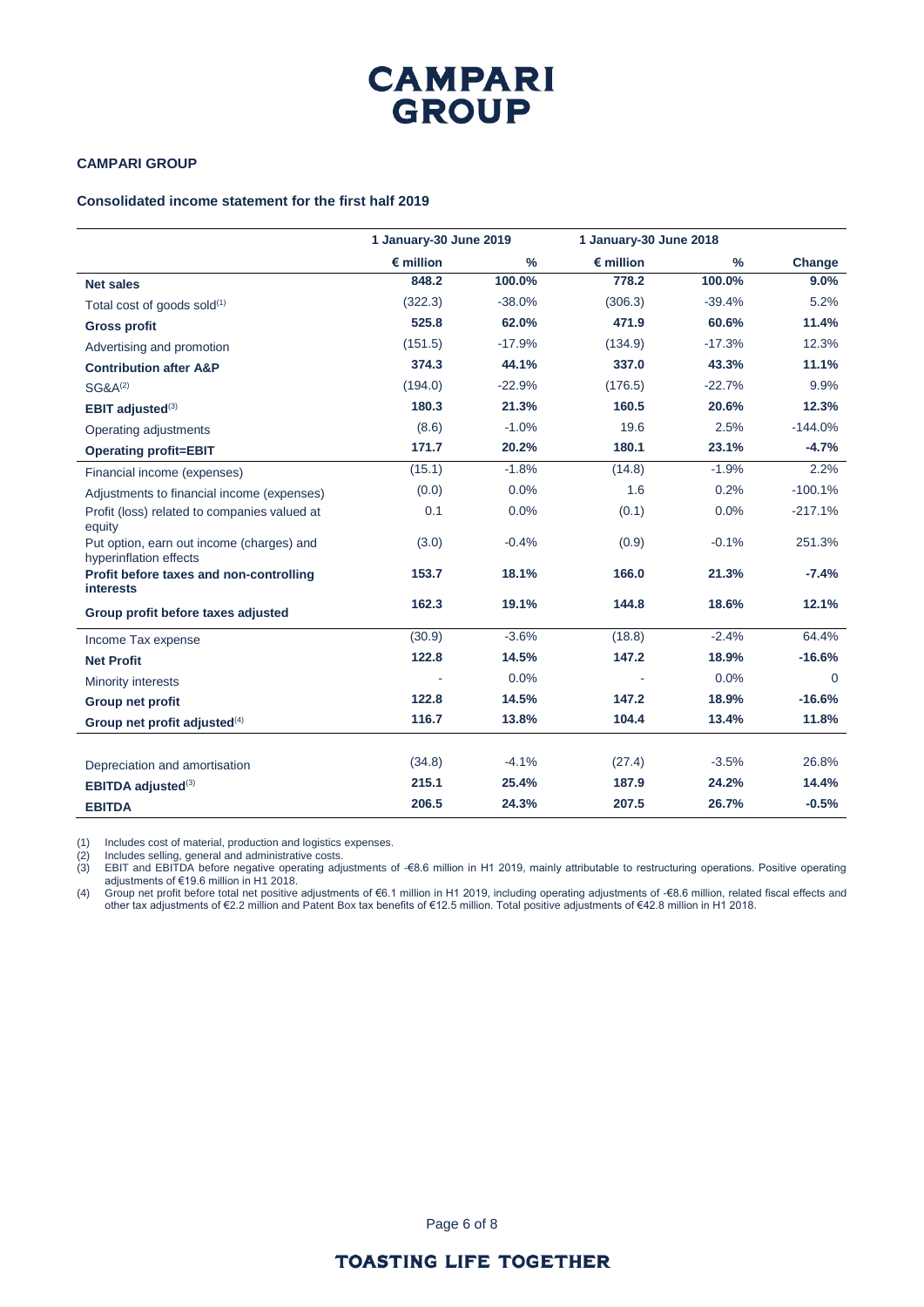# CAMPARI GROUP

**CAMPARI GROUP**

**Consolidated income statement for the first half 2019**

| | 1 January-30 June 2019 | | 1 January-30 June 2018 | | |
|---|---|---|---|---|---|
| | € million | % | € million | % | Change |
| **Net sales** | **848.2** | **100.0%** | **778.2** | **100.0%** | **9.0%** |
| Total cost of goods sold[(1)] | (322.3) | -38.0% | (306.3) | -39.4% | 5.2% |
| **Gross profit** | **525.8** | **62.0%** | **471.9** | **60.6%** | **11.4%** |
| Advertising and promotion | (151.5) | -17.9% | (134.9) | -17.3% | 12.3% |
| **Contribution after A&P** | **374.3** | **44.1%** | **337.0** | **43.3%** | **11.1%** |
| SG&A[(2)] | (194.0) | -22.9% | (176.5) | -22.7% | 9.9% |
| **EBIT adjusted[(3)]** | **180.3** | **21.3%** | **160.5** | **20.6%** | **12.3%** |
| Operating adjustments | (8.6) | -1.0% | 19.6 | 2.5% | -144.0% |
| **Operating profit=EBIT** | **171.7** | **20.2%** | **180.1** | **23.1%** | **-4.7%** |
| Financial income (expenses) | (15.1) | -1.8% | (14.8) | -1.9% | 2.2% |
| Adjustments to financial income (expenses) | (0.0) | 0.0% | 1.6 | 0.2% | -100.1% |
| Profit (loss) related to companies valued at equity | 0.1 | 0.0% | (0.1) | 0.0% | -217.1% |
| Put option, earn out income (charges) and hyperinflation effects | (3.0) | -0.4% | (0.9) | -0.1% | 251.3% |
| **Profit before taxes and non-controlling interests** | **153.7** | **18.1%** | **166.0** | **21.3%** | **-7.4%** |
| **Group profit before taxes adjusted** | **162.3** | **19.1%** | **144.8** | **18.6%** | **12.1%** |
| Income Tax expense | (30.9) | -3.6% | (18.8) | -2.4% | 64.4% |
| **Net Profit** | **122.8** | **14.5%** | **147.2** | **18.9%** | **-16.6%** |
| Minority interests | - | 0.0% | - | 0.0% | 0 |
| **Group net profit** | **122.8** | **14.5%** | **147.2** | **18.9%** | **-16.6%** |
| **Group net profit adjusted[(4)]** | **116.7** | **13.8%** | **104.4** | **13.4%** | **11.8%** |
| | | | | | |
| Depreciation and amortisation | (34.8) | -4.1% | (27.4) | -3.5% | 26.8% |
| **EBITDA adjusted[(3)]** | **215.1** | **25.4%** | **187.9** | **24.2%** | **14.4%** |
| **EBITDA** | **206.5** | **24.3%** | **207.5** | **26.7%** | **-0.5%** |

(1) Includes cost of material, production and logistics expenses.
(2) Includes selling, general and administrative costs.
(3) EBIT and EBITDA before negative operating adjustments of -€8.6 million in H1 2019, mainly attributable to restructuring operations. Positive operating adjustments of €19.6 million in H1 2018.
(4) Group net profit before total net positive adjustments of €6.1 million in H1 2019, including operating adjustments of -€8.6 million, related fiscal effects and other tax adjustments of €2.2 million and Patent Box tax benefits of €12.5 million. Total positive adjustments of €42.8 million in H1 2018.

**TOASTING LIFE TOGETHER**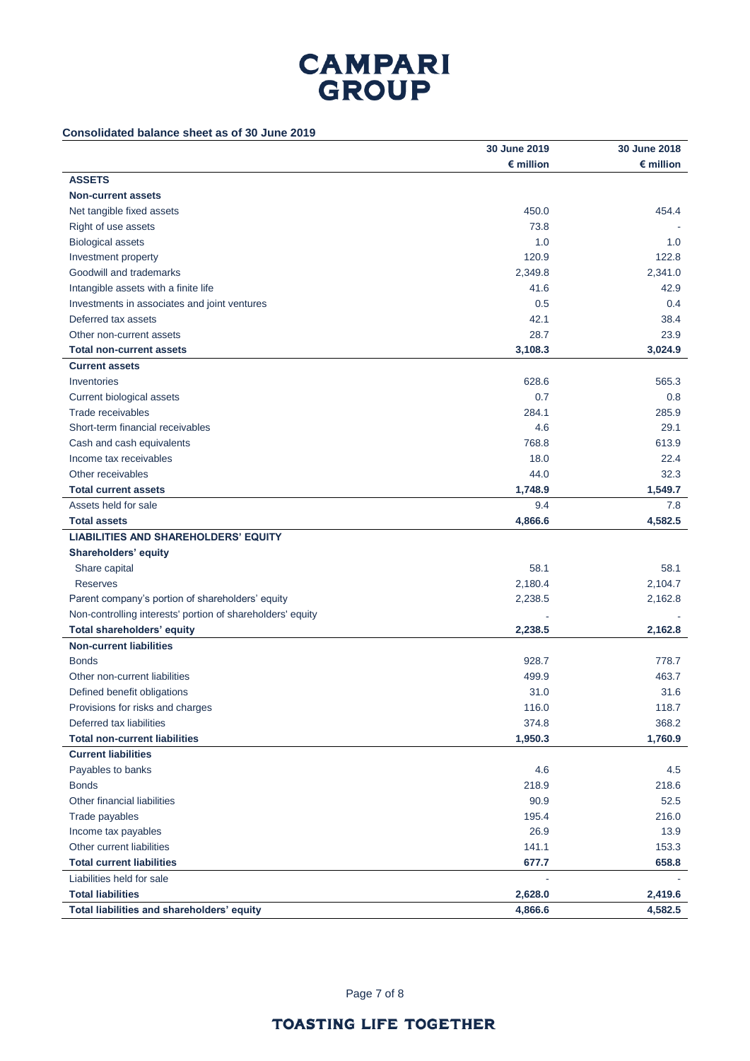# CAMPARI GROUP

**Consolidated balance sheet as of 30 June 2019**

| | 30 June 2019 | 30 June 2018 |
|---|---|---|
| | € million | € million |
| **ASSETS** | | |
| **Non-current assets** | | |
| Net tangible fixed assets | 450.0 | 454.4 |
| Right of use assets | 73.8 | - |
| Biological assets | 1.0 | 1.0 |
| Investment property | 120.9 | 122.8 |
| Goodwill and trademarks | 2,349.8 | 2,341.0 |
| Intangible assets with a finite life | 41.6 | 42.9 |
| Investments in associates and joint ventures | 0.5 | 0.4 |
| Deferred tax assets | 42.1 | 38.4 |
| Other non-current assets | 28.7 | 23.9 |
| **Total non-current assets** | **3,108.3** | **3,024.9** |
| **Current assets** | | |
| Inventories | 628.6 | 565.3 |
| Current biological assets | 0.7 | 0.8 |
| Trade receivables | 284.1 | 285.9 |
| Short-term financial receivables | 4.6 | 29.1 |
| Cash and cash equivalents | 768.8 | 613.9 |
| Income tax receivables | 18.0 | 22.4 |
| Other receivables | 44.0 | 32.3 |
| **Total current assets** | **1,748.9** | **1,549.7** |
| Assets held for sale | 9.4 | 7.8 |
| **Total assets** | **4,866.6** | **4,582.5** |
| **LIABILITIES AND SHAREHOLDERS' EQUITY** | | |
| **Shareholders' equity** | | |
| Share capital | 58.1 | 58.1 |
| Reserves | 2,180.4 | 2,104.7 |
| Parent company's portion of shareholders' equity | 2,238.5 | 2,162.8 |
| Non-controlling interests' portion of shareholders' equity | - | - |
| **Total shareholders' equity** | **2,238.5** | **2,162.8** |
| **Non-current liabilities** | | |
| Bonds | 928.7 | 778.7 |
| Other non-current liabilities | 499.9 | 463.7 |
| Defined benefit obligations | 31.0 | 31.6 |
| Provisions for risks and charges | 116.0 | 118.7 |
| Deferred tax liabilities | 374.8 | 368.2 |
| **Total non-current liabilities** | **1,950.3** | **1,760.9** |
| **Current liabilities** | | |
| Payables to banks | 4.6 | 4.5 |
| Bonds | 218.9 | 218.6 |
| Other financial liabilities | 90.9 | 52.5 |
| Trade payables | 195.4 | 216.0 |
| Income tax payables | 26.9 | 13.9 |
| Other current liabilities | 141.1 | 153.3 |
| **Total current liabilities** | **677.7** | **658.8** |
| Liabilities held for sale | - | - |
| **Total liabilities** | **2,628.0** | **2,419.6** |
| **Total liabilities and shareholders' equity** | **4,866.6** | **4,582.5** |

**TOASTING LIFE TOGETHER**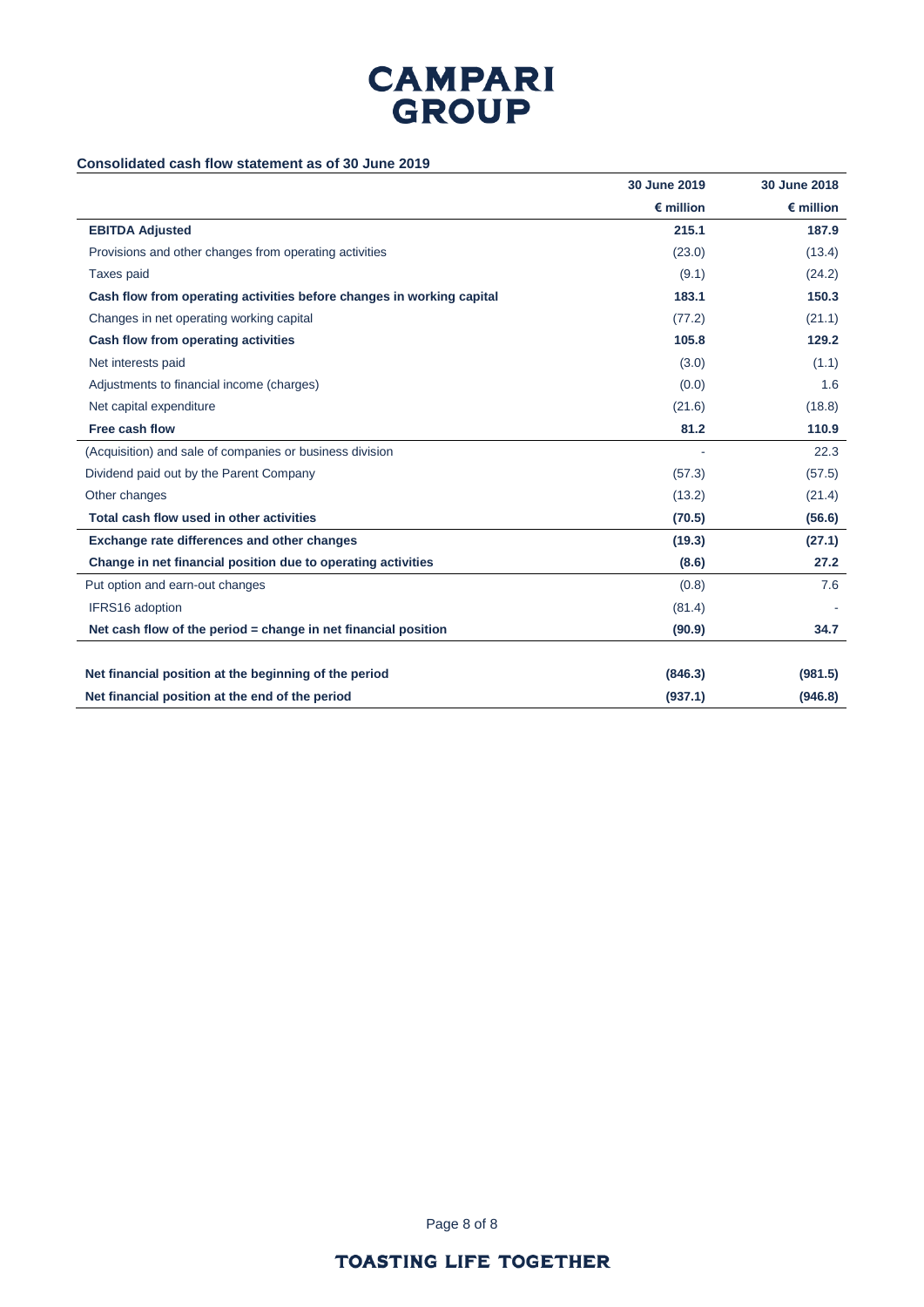**Consolidated cash flow statement as of 30 June 2019**

| | 30 June 2019 | 30 June 2018 |
|---|---|---|
| | € million | € million |
| **EBITDA Adjusted** | **215.1** | **187.9** |
| Provisions and other changes from operating activities | (23.0) | (13.4) |
| Taxes paid | (9.1) | (24.2) |
| **Cash flow from operating activities before changes in working capital** | **183.1** | **150.3** |
| Changes in net operating working capital | (77.2) | (21.1) |
| **Cash flow from operating activities** | **105.8** | **129.2** |
| Net interests paid | (3.0) | (1.1) |
| Adjustments to financial income (charges) | (0.0) | 1.6 |
| Net capital expenditure | (21.6) | (18.8) |
| **Free cash flow** | **81.2** | **110.9** |
| (Acquisition) and sale of companies or business division | - | 22.3 |
| Dividend paid out by the Parent Company | (57.3) | (57.5) |
| Other changes | (13.2) | (21.4) |
| **Total cash flow used in other activities** | **(70.5)** | **(56.6)** |
| **Exchange rate differences and other changes** | **(19.3)** | **(27.1)** |
| **Change in net financial position due to operating activities** | **(8.6)** | **27.2** |
| Put option and earn-out changes | (0.8) | 7.6 |
| IFRS16 adoption | (81.4) | - |
| **Net cash flow of the period = change in net financial position** | **(90.9)** | **34.7** |
| | | |
| **Net financial position at the beginning of the period** | **(846.3)** | **(981.5)** |
| **Net financial position at the end of the period** | **(937.1)** | **(946.8)** |